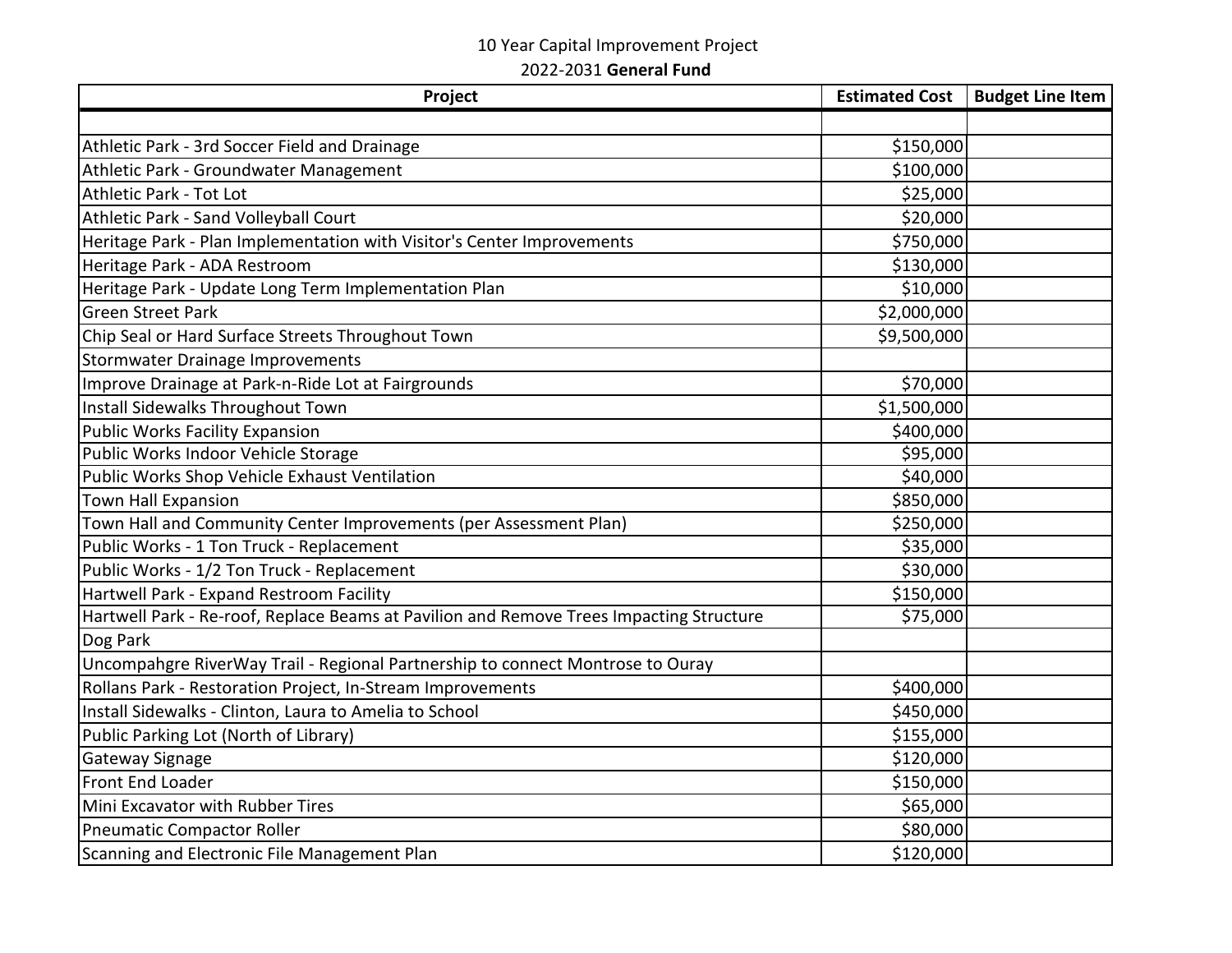10 Year Capital Improvement Project

2022-2031 **General Fund**

| Project | Estimated Cost | Budget Line Item |
|---|---|---|
| | | |
| Athletic Park - 3rd Soccer Field and Drainage | $150,000 | |
| Athletic Park - Groundwater Management | $100,000 | |
| Athletic Park - Tot Lot | $25,000 | |
| Athletic Park - Sand Volleyball Court | $20,000 | |
| Heritage Park - Plan Implementation with Visitor's Center Improvements | $750,000 | |
| Heritage Park - ADA Restroom | $130,000 | |
| Heritage Park - Update Long Term Implementation Plan | $10,000 | |
| Green Street Park | $2,000,000 | |
| Chip Seal or Hard Surface Streets Throughout Town | $9,500,000 | |
| Stormwater Drainage Improvements | | |
| Improve Drainage at Park-n-Ride Lot at Fairgrounds | $70,000 | |
| Install Sidewalks Throughout Town | $1,500,000 | |
| Public Works Facility Expansion | $400,000 | |
| Public Works Indoor Vehicle Storage | $95,000 | |
| Public Works Shop Vehicle Exhaust Ventilation | $40,000 | |
| Town Hall Expansion | $850,000 | |
| Town Hall and Community Center Improvements (per Assessment Plan) | $250,000 | |
| Public Works - 1 Ton Truck - Replacement | $35,000 | |
| Public Works - 1/2 Ton Truck - Replacement | $30,000 | |
| Hartwell Park - Expand Restroom Facility | $150,000 | |
| Hartwell Park - Re-roof, Replace Beams at Pavilion and Remove Trees Impacting Structure | $75,000 | |
| Dog Park | | |
| Uncompahgre RiverWay Trail - Regional Partnership to connect Montrose to Ouray | | |
| Rollans Park - Restoration Project, In-Stream Improvements | $400,000 | |
| Install Sidewalks - Clinton, Laura to Amelia to School | $450,000 | |
| Public Parking Lot (North of Library) | $155,000 | |
| Gateway Signage | $120,000 | |
| Front End Loader | $150,000 | |
| Mini Excavator with Rubber Tires | $65,000 | |
| Pneumatic Compactor Roller | $80,000 | |
| Scanning and Electronic File Management Plan | $120,000 | |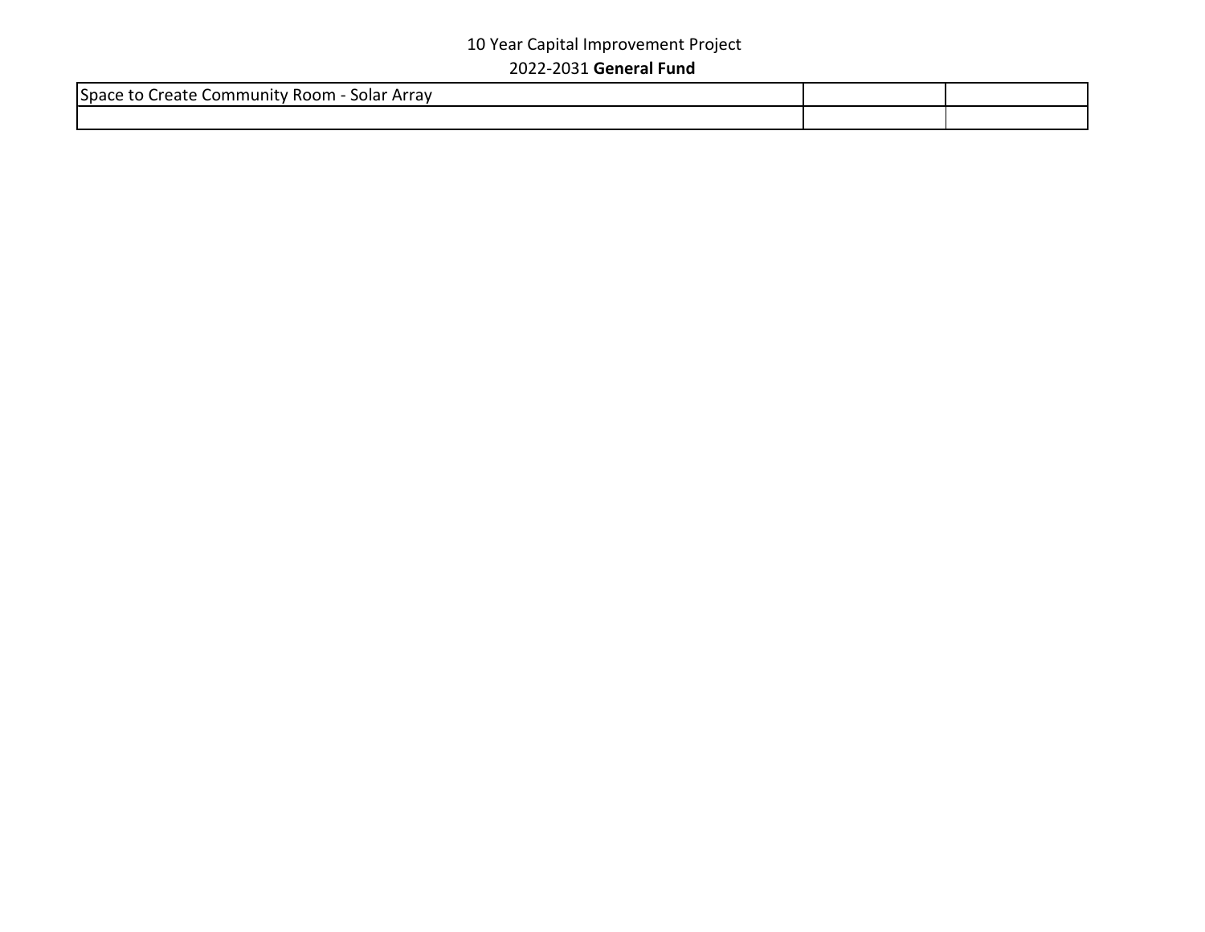10 Year Capital Improvement Project

2022-2031 **General Fund**

| Space to Create Community Room - Solar Array | | |
|---|---|---|
| | | |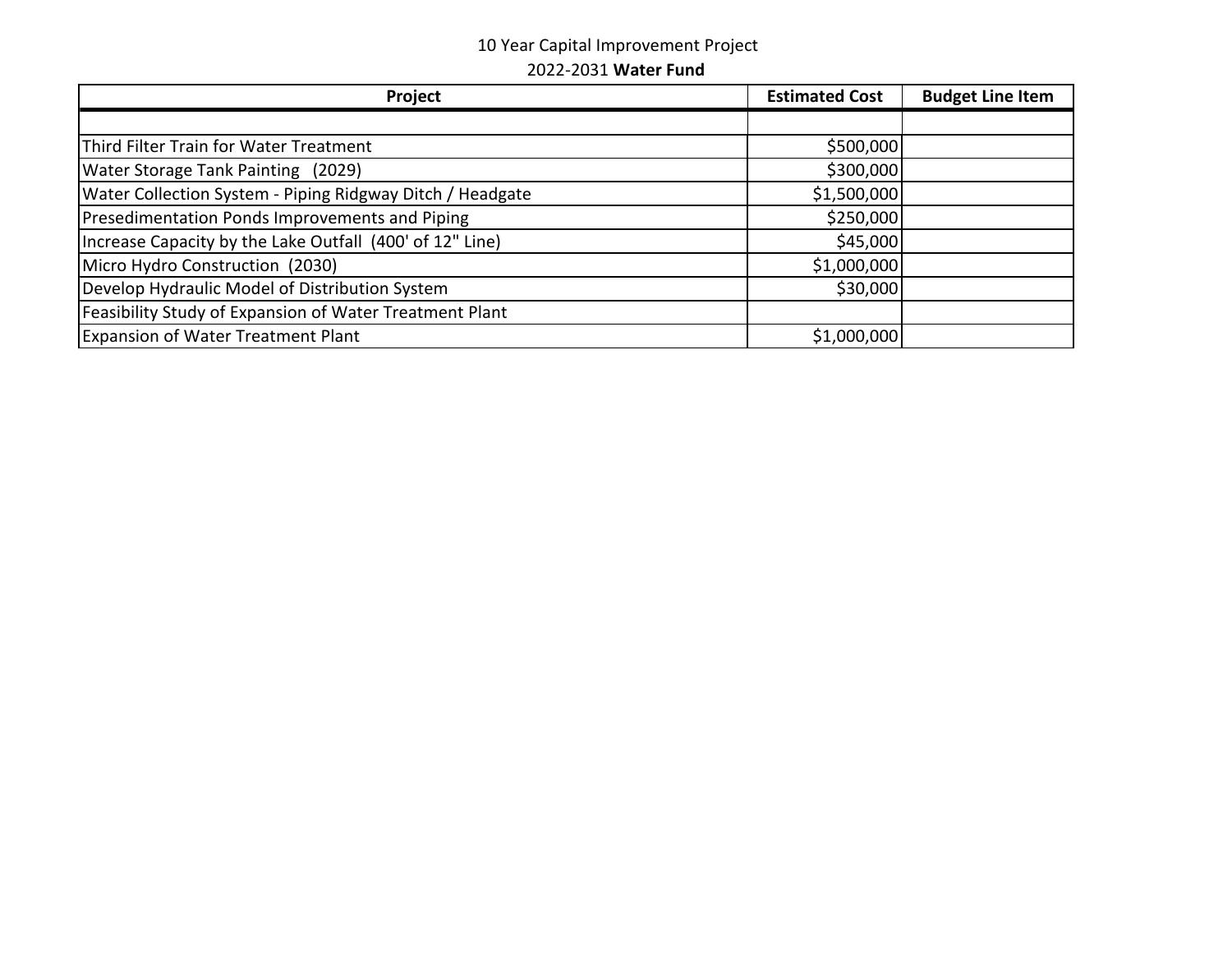10 Year Capital Improvement Project

2022-2031 **Water Fund**

| Project | Estimated Cost | Budget Line Item |
|---|---|---|
| | | |
| Third Filter Train for Water Treatment | $500,000 | |
| Water Storage Tank Painting (2029) | $300,000 | |
| Water Collection System - Piping Ridgway Ditch / Headgate | $1,500,000 | |
| Presedimentation Ponds Improvements and Piping | $250,000 | |
| Increase Capacity by the Lake Outfall (400' of 12" Line) | $45,000 | |
| Micro Hydro Construction (2030) | $1,000,000 | |
| Develop Hydraulic Model of Distribution System | $30,000 | |
| Feasibility Study of Expansion of Water Treatment Plant | | |
| Expansion of Water Treatment Plant | $1,000,000 | |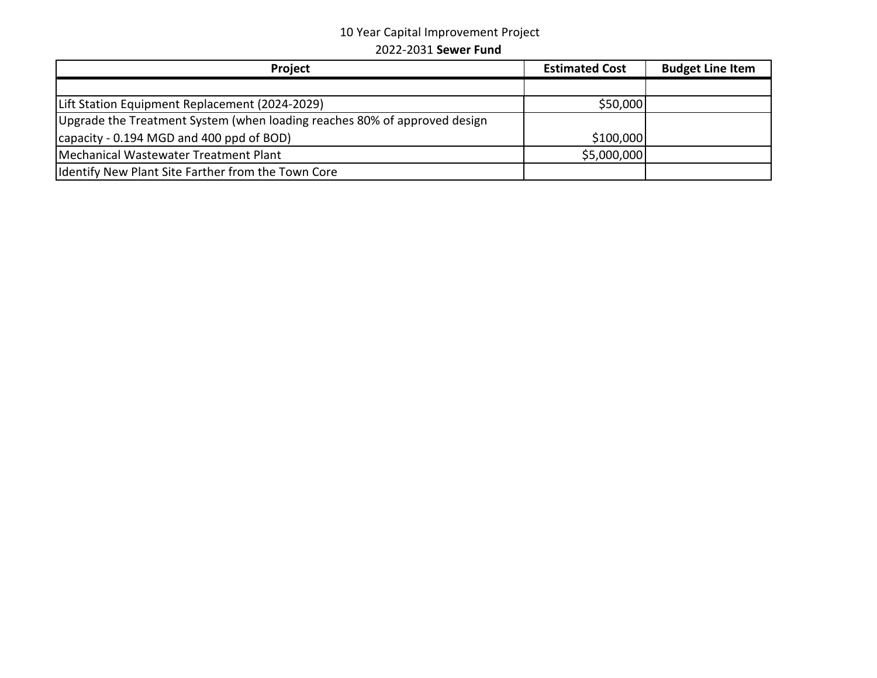10 Year Capital Improvement Project

2022-2031 **Sewer Fund**

| Project | Estimated Cost | Budget Line Item |
|---|---|---|
| | | |
| Lift Station Equipment Replacement (2024-2029) | $50,000 | |
| Upgrade the Treatment System (when loading reaches 80% of approved design capacity - 0.194 MGD and 400 ppd of BOD) | $100,000 | |
| Mechanical Wastewater Treatment Plant | $5,000,000 | |
| Identify New Plant Site Farther from the Town Core | | |